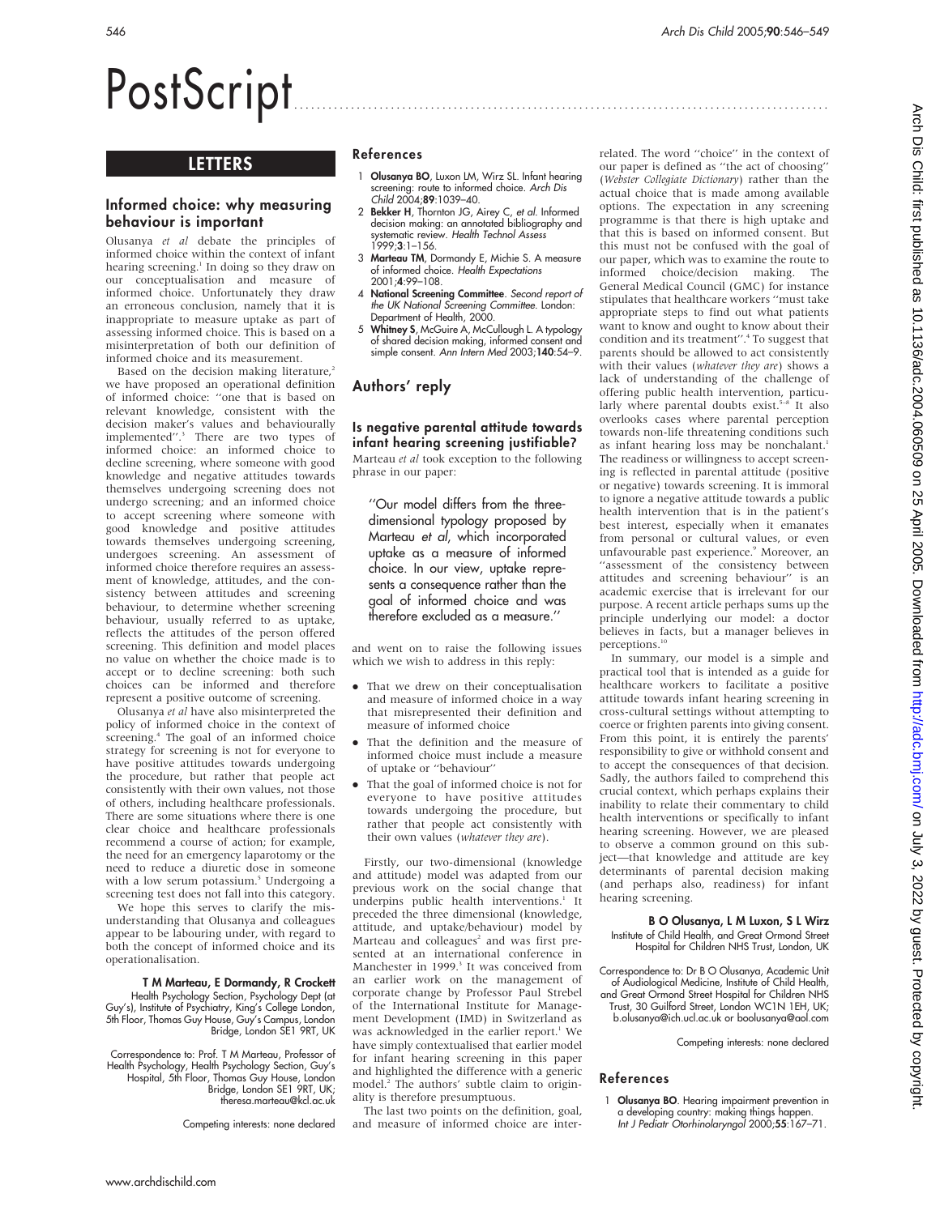# PostScript

## LETTERS

### Informed choice: why measuring behaviour is important

Olusanya *et al* debate the principles of informed choice within the context of infant hearing screening.[1] In doing so they draw on our conceptualisation and measure of informed choice. Unfortunately they draw an erroneous conclusion, namely that it is inappropriate to measure uptake as part of assessing informed choice. This is based on a misinterpretation of both our definition of informed choice and its measurement.

Based on the decision making literature,[2] we have proposed an operational definition of informed choice: "one that is based on relevant knowledge, consistent with the decision maker's values and behaviourally implemented".[3] There are two types of informed choice: an informed choice to decline screening, where someone with good knowledge and negative attitudes towards themselves undergoing screening does not undergo screening; and an informed choice to accept screening where someone with good knowledge and positive attitudes towards themselves undergoing screening, undergoes screening. An assessment of informed choice therefore requires an assessment of knowledge, attitudes, and the consistency between attitudes and screening behaviour, to determine whether screening behaviour, usually referred to as uptake, reflects the attitudes of the person offered screening. This definition and model places no value on whether the choice made is to accept or to decline screening: both such choices can be informed and therefore represent a positive outcome of screening.

Olusanya *et al* have also misinterpreted the policy of informed choice in the context of screening.[4] The goal of an informed choice strategy for screening is not for everyone to have positive attitudes towards undergoing the procedure, but rather that people act consistently with their own values, not those of others, including healthcare professionals. There are some situations where there is one clear choice and healthcare professionals recommend a course of action; for example, the need for an emergency laparotomy or the need to reduce a diuretic dose in someone with a low serum potassium.[5] Undergoing a screening test does not fall into this category.

We hope this serves to clarify the misunderstanding that Olusanya and colleagues appear to be labouring under, with regard to both the concept of informed choice and its operationalisation.

**T M Marteau, E Dormandy, R Crockett**
Health Psychology Section, Psychology Dept (at Guy's), Institute of Psychiatry, King's College London, 5th Floor, Thomas Guy House, Guy's Campus, London Bridge, London SE1 9RT, UK

Correspondence to: Prof. T M Marteau, Professor of Health Psychology, Health Psychology Section, Guy's Hospital, 5th Floor, Thomas Guy House, London Bridge, London SE1 9RT, UK; theresa.marteau@kcl.ac.uk

Competing interests: none declared

### References

1. **Olusanya BO**, Luxon LM, Wirz SL. Infant hearing screening: route to informed choice. *Arch Dis Child* 2004;**89**:1039–40.
2. **Bekker H**, Thornton JG, Airey C, *et al*. Informed decision making: an annotated bibliography and systematic review. *Health Technol Assess* 1999;**3**:1–156.
3. **Marteau TM**, Dormandy E, Michie S. A measure of informed choice. *Health Expectations* 2001;**4**:99–108.
4. **National Screening Committee**. *Second report of the UK National Screening Committee*. London: Department of Health, 2000.
5. **Whitney S**, McGuire A, McCullough L. A typology of shared decision making, informed consent and simple consent. *Ann Intern Med* 2003;**140**:54–9.

## Authors' reply

### Is negative parental attitude towards infant hearing screening justifiable?

Marteau *et al* took exception to the following phrase in our paper:

> "Our model differs from the three-dimensional typology proposed by Marteau *et al*, which incorporated uptake as a measure of informed choice. In our view, uptake represents a consequence rather than the goal of informed choice and was therefore excluded as a measure."

and went on to raise the following issues which we wish to address in this reply:

- That we drew on their conceptualisation and measure of informed choice in a way that misrepresented their definition and measure of informed choice
- That the definition and the measure of informed choice must include a measure of uptake or "behaviour"
- That the goal of informed choice is not for everyone to have positive attitudes towards undergoing the procedure, but rather that people act consistently with their own values (*whatever they are*).

Firstly, our two-dimensional (knowledge and attitude) model was adapted from our previous work on the social change that underpins public health interventions.[1] It preceded the three dimensional (knowledge, attitude, and uptake/behaviour) model by Marteau and colleagues[2] and was first presented at an international conference in Manchester in 1999.[3] It was conceived from an earlier work on the management of corporate change by Professor Paul Strebel of the International Institute for Management Development (IMD) in Switzerland as was acknowledged in the earlier report.[1] We have simply contextualised that earlier model for infant hearing screening in this paper and highlighted the difference with a generic model.[2] The authors' subtle claim to originality is therefore presumptuous.

The last two points on the definition, goal, and measure of informed choice are inter-related. The word "choice" in the context of our paper is defined as "the act of choosing" (*Webster Collegiate Dictionary*) rather than the actual choice that is made among available options. The expectation in any screening programme is that there is high uptake and that this is based on informed consent. But this must not be confused with the goal of our paper, which was to examine the route to informed choice/decision making. The General Medical Council (GMC) for instance stipulates that healthcare workers "must take appropriate steps to find out what patients want to know and ought to know about their condition and its treatment".[4] To suggest that parents should be allowed to act consistently with their values (*whatever they are*) shows a lack of understanding of the challenge of offering public health intervention, particularly where parental doubts exist.[5–8] It also overlooks cases where parental perception towards non-life threatening conditions such as infant hearing loss may be nonchalant.[1] The readiness or willingness to accept screening is reflected in parental attitude (positive or negative) towards screening. It is immoral to ignore a negative attitude towards a public health intervention that is in the patient's best interest, especially when it emanates from personal or cultural values, or even unfavourable past experience.[9] Moreover, an "assessment of the consistency between attitudes and screening behaviour" is an academic exercise that is irrelevant for our purpose. A recent article perhaps sums up the principle underlying our model: a doctor believes in facts, but a manager believes in perceptions.[10]

In summary, our model is a simple and practical tool that is intended as a guide for healthcare workers to facilitate a positive attitude towards infant hearing screening in cross-cultural settings without attempting to coerce or frighten parents into giving consent. From this point, it is entirely the parents' responsibility to give or withhold consent and to accept the consequences of that decision. Sadly, the authors failed to comprehend this crucial context, which perhaps explains their inability to relate their commentary to child health interventions or specifically to infant hearing screening. However, we are pleased to observe a common ground on this subject—that knowledge and attitude are key determinants of parental decision making (and perhaps also, readiness) for infant hearing screening.

**B O Olusanya, L M Luxon, S L Wirz**
Institute of Child Health, and Great Ormond Street Hospital for Children NHS Trust, London, UK

Correspondence to: Dr B O Olusanya, Academic Unit of Audiological Medicine, Institute of Child Health, and Great Ormond Street Hospital for Children NHS Trust, 30 Guilford Street, London WC1N 1EH, UK; b.olusanya@ich.ucl.ac.uk or boolusanya@aol.com

Competing interests: none declared

### References

1. **Olusanya BO**. Hearing impairment prevention in a developing country: making things happen. *Int J Pediatr Otorhinolaryngol* 2000;**55**:167–71.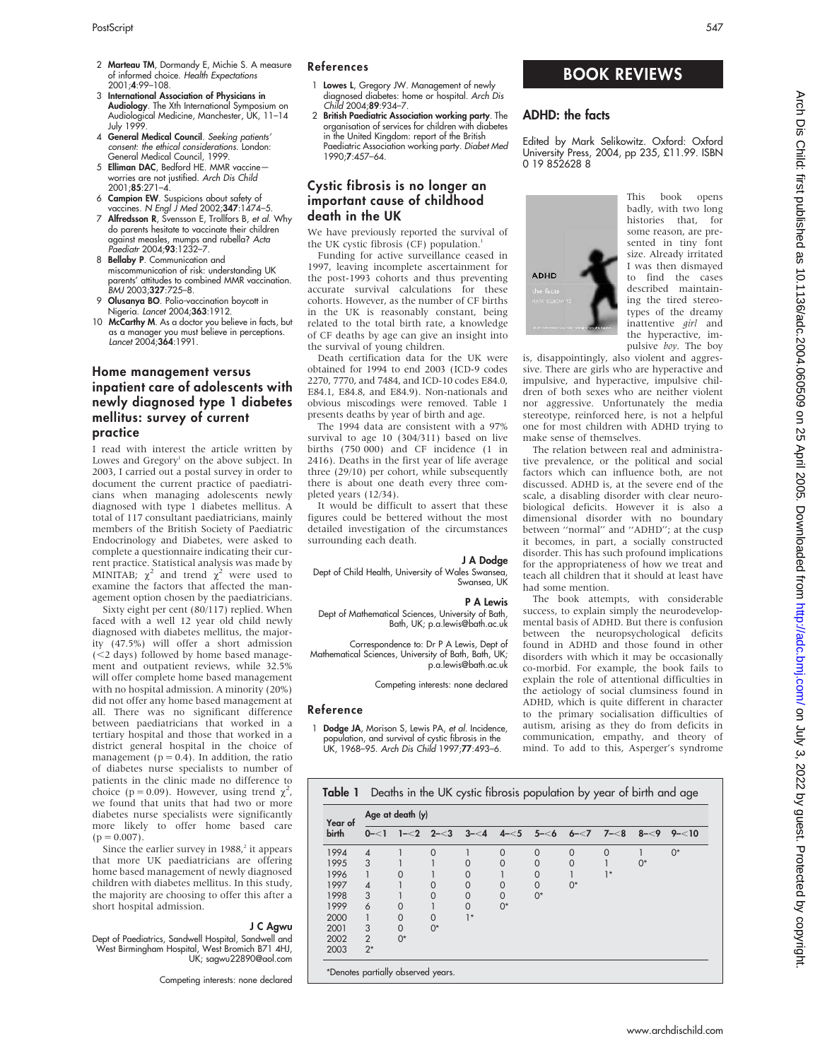2 **Marteau TM**, Dormandy E, Michie S. A measure of informed choice. *Health Expectations* 2001;**4**:99–108.

3 **International Association of Physicians in Audiology**. The Xth International Symposium on Audiological Medicine, Manchester, UK, 11–14 July 1999.

4 **General Medical Council**. *Seeking patients' consent: the ethical considerations*. London: General Medical Council, 1999.

5 **Elliman DAC**, Bedford HE. MMR vaccine—worries are not justified. *Arch Dis Child* 2001;**85**:271–4.

6 **Campion EW**. Suspicions about safety of vaccines. *N Engl J Med* 2002;**347**:1474–5.

7 **Alfredsson R**, Svensson E, Trollfors B, *et al*. Why do parents hesitate to vaccinate their children against measles, mumps and rubella? *Acta Paediatr* 2004;**93**:1232–7.

8 **Bellaby P**. Communication and miscommunication of risk: understanding UK parents' attitudes to combined MMR vaccination. *BMJ* 2003;**327**:725–8.

9 **Olusanya BO**. Polio-vaccination boycott in Nigeria. *Lancet* 2004;**363**:1912.

10 **McCarthy M**. As a doctor you believe in facts, but as a manager you must believe in perceptions. *Lancet* 2004;**364**:1991.

## Home management versus inpatient care of adolescents with newly diagnosed type 1 diabetes mellitus: survey of current practice

I read with interest the article written by Lowes and Gregory[1] on the above subject. In 2003, I carried out a postal survey in order to document the current practice of paediatricians when managing adolescents newly diagnosed with type 1 diabetes mellitus. A total of 117 consultant paediatricians, mainly members of the British Society of Paediatric Endocrinology and Diabetes, were asked to complete a questionnaire indicating their current practice. Statistical analysis was made by MINITAB; $\chi^2$ and trend $\chi^2$ were used to examine the factors that affected the management option chosen by the paediatricians.

Sixty eight per cent (80/117) replied. When faced with a well 12 year old child newly diagnosed with diabetes mellitus, the majority (47.5%) will offer a short admission (<2 days) followed by home based management and outpatient reviews, while 32.5% will offer complete home based management with no hospital admission. A minority (20%) did not offer any home based management at all. There was no significant difference between paediatricians that worked in a tertiary hospital and those that worked in a district general hospital in the choice of management ($p = 0.4$). In addition, the ratio of diabetes nurse specialists to number of patients in the clinic made no difference to choice ($p = 0.09$). However, using trend $\chi^2$, we found that units that had two or more diabetes nurse specialists were significantly more likely to offer home based care ($p = 0.007$).

Since the earlier survey in 1988,[2] it appears that more UK paediatricians are offering home based management of newly diagnosed children with diabetes mellitus. In this study, the majority are choosing to offer this after a short hospital admission.

**J C Agwu**
Dept of Paediatrics, Sandwell Hospital, Sandwell and West Birmingham Hospital, West Bromich B71 4HJ, UK; sagwu22890@aol.com

Competing interests: none declared

### References

1 **Lowes L**, Gregory JW. Management of newly diagnosed diabetes: home or hospital. *Arch Dis Child* 2004;**89**:934–7.

2 **British Paediatric Association working party**. The organisation of services for children with diabetes in the United Kingdom: report of the British Paediatric Association working party. *Diabet Med* 1990;**7**:457–64.

## Cystic fibrosis is no longer an important cause of childhood death in the UK

We have previously reported the survival of the UK cystic fibrosis (CF) population.[1]

Funding for active surveillance ceased in 1997, leaving incomplete ascertainment for the post-1993 cohorts and thus preventing accurate survival calculations for these cohorts. However, as the number of CF births in the UK is reasonably constant, being related to the total birth rate, a knowledge of CF deaths by age can give an insight into the survival of young children.

Death certification data for the UK were obtained for 1994 to end 2003 (ICD-9 codes 2270, 7770, and 7484, and ICD-10 codes E84.0, E84.1, E84.8, and E84.9). Non-nationals and obvious miscodings were removed. Table 1 presents deaths by year of birth and age.

The 1994 data are consistent with a 97% survival to age 10 (304/311) based on live births (750 000) and CF incidence (1 in 2416). Deaths in the first year of life average three (29/10) per cohort, while subsequently there is about one death every three completed years (12/34).

It would be difficult to assert that these figures could be bettered without the most detailed investigation of the circumstances surrounding each death.

**J A Dodge**
Dept of Child Health, University of Wales Swansea, Swansea, UK

**P A Lewis**
Dept of Mathematical Sciences, University of Bath, Bath, UK; p.a.lewis@bath.ac.uk

Correspondence to: Dr P A Lewis, Dept of Mathematical Sciences, University of Bath, Bath, UK; p.a.lewis@bath.ac.uk

Competing interests: none declared

### Reference

1 **Dodge JA**, Morison S, Lewis PA, *et al*. Incidence, population, and survival of cystic fibrosis in the UK, 1968–95. *Arch Dis Child* 1997;**77**:493–6.

**Table 1** Deaths in the UK cystic fibrosis population by year of birth and age

| Year of birth | Age at death (y) | | | | | | | | | |
|---|---|---|---|---|---|---|---|---|---|---|
| | 0–<1 | 1–<2 | 2–<3 | 3–<4 | 4–<5 | 5–<6 | 6–<7 | 7–<8 | 8–<9 | 9–<10 |
| 1994 | 4 | 1 | 0 | 1 | 0 | 0 | 0 | 0 | 1 | 0* |
| 1995 | 3 | 1 | 1 | 0 | 0 | 0 | 0 | 1 | 0* | |
| 1996 | 1 | 0 | 1 | 0 | 1 | 0 | 1 | 1* | | |
| 1997 | 4 | 1 | 0 | 0 | 0 | 0 | 0* | | | |
| 1998 | 3 | 1 | 0 | 0 | 0 | 0* | | | | |
| 1999 | 6 | 0 | 1 | 0 | 0* | | | | | |
| 2000 | 1 | 0 | 0 | 1* | | | | | | |
| 2001 | 3 | 0 | 0* | | | | | | | |
| 2002 | 2 | 0* | | | | | | | | |
| 2003 | 2* | | | | | | | | | |

*Denotes partially observed years.

# BOOK REVIEWS

## ADHD: the facts

Edited by Mark Selikowitz. Oxford: Oxford University Press, 2004, pp 235, £11.99. ISBN 0 19 852628 8

This book opens badly, with two long histories that, for some reason, are presented in tiny font size. Already irritated I was then dismayed to find the cases described maintaining the tired stereotypes of the dreamy inattentive *girl* and the hyperactive, impulsive *boy*. The boy is, disappointingly, also violent and aggressive. There are girls who are hyperactive and impulsive, and hyperactive, impulsive children of both sexes who are neither violent nor aggressive. Unfortunately the media stereotype, reinforced here, is not a helpful one for most children with ADHD trying to make sense of themselves.

The relation between real and administrative prevalence, or the political and social factors which can influence both, are not discussed. ADHD is, at the severe end of the scale, a disabling disorder with clear neurobiological deficits. However it is also a dimensional disorder with no boundary between "normal" and "ADHD"; at the cusp it becomes, in part, a socially constructed disorder. This has such profound implications for the appropriateness of how we treat and teach all children that it should at least have had some mention.

The book attempts, with considerable success, to explain simply the neurodevelopmental basis of ADHD. But there is confusion between the neuropsychological deficits found in ADHD and those found in other disorders with which it may be occasionally co-morbid. For example, the book fails to explain the role of attentional difficulties in the aetiology of social clumsiness found in ADHD, which is quite different in character to the primary socialisation difficulties of autism, arising as they do from deficits in communication, empathy, and theory of mind. To add to this, Asperger's syndrome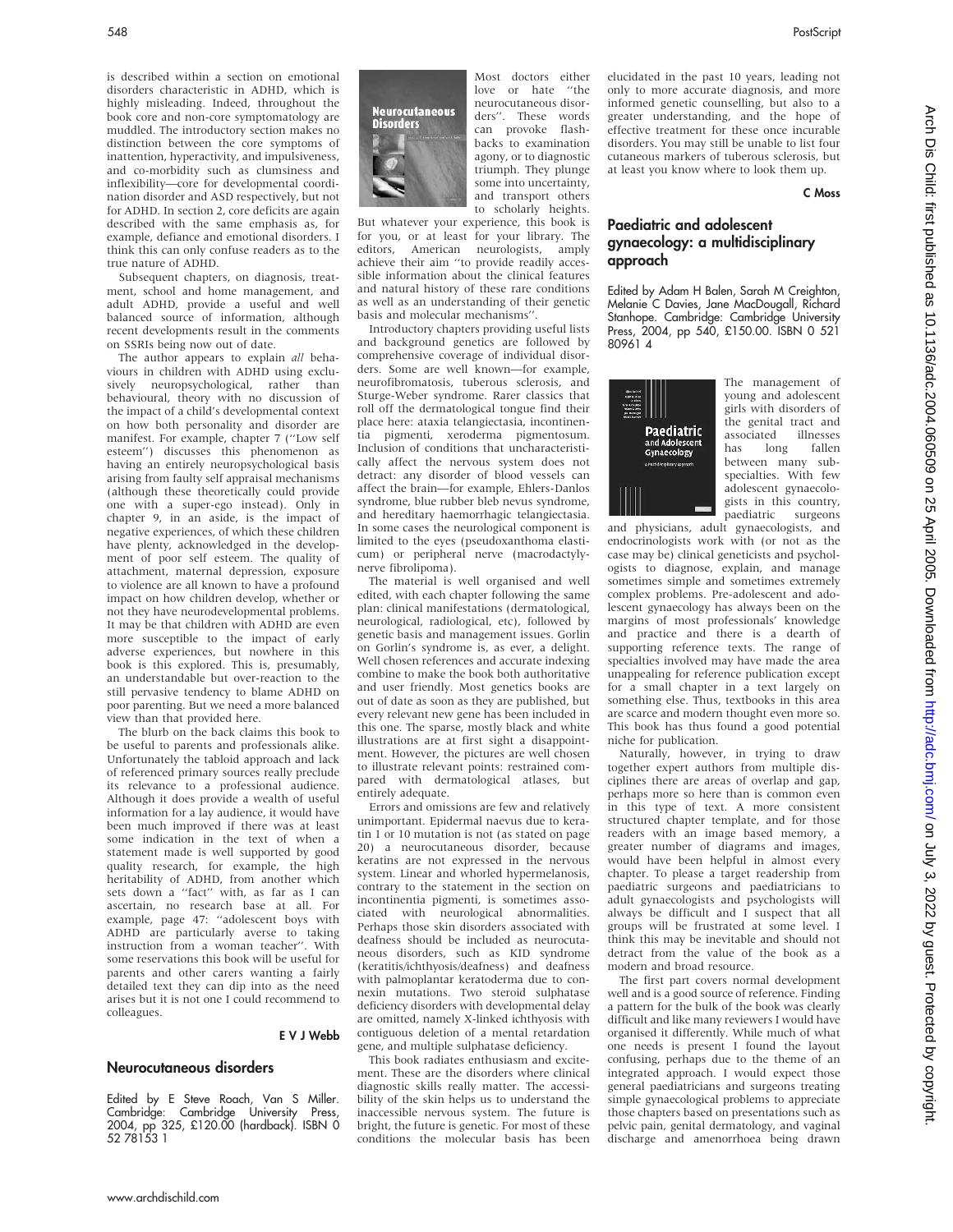is described within a section on emotional disorders characteristic in ADHD, which is highly misleading. Indeed, throughout the book core and non-core symptomatology are muddled. The introductory section makes no distinction between the core symptoms of inattention, hyperactivity, and impulsiveness, and co-morbidity such as clumsiness and inflexibility—core for developmental coordination disorder and ASD respectively, but not for ADHD. In section 2, core deficits are again described with the same emphasis as, for example, defiance and emotional disorders. I think this can only confuse readers as to the true nature of ADHD.

Subsequent chapters, on diagnosis, treatment, school and home management, and adult ADHD, provide a useful and well balanced source of information, although recent developments result in the comments on SSRIs being now out of date.

The author appears to explain *all* behaviours in children with ADHD using exclusively neuropsychological, rather than behavioural, theory with no discussion of the impact of a child's developmental context on how both personality and disorder are manifest. For example, chapter 7 ("Low self esteem") discusses this phenomenon as having an entirely neuropsychological basis arising from faulty self appraisal mechanisms (although these theoretically could provide one with a super-ego instead). Only in chapter 9, in an aside, is the impact of negative experiences, of which these children have plenty, acknowledged in the development of poor self esteem. The quality of attachment, maternal depression, exposure to violence are all known to have a profound impact on how children develop, whether or not they have neurodevelopmental problems. It may be that children with ADHD are even more susceptible to the impact of early adverse experiences, but nowhere in this book is this explored. This is, presumably, an understandable but over-reaction to the still pervasive tendency to blame ADHD on poor parenting. But we need a more balanced view than that provided here.

The blurb on the back claims this book to be useful to parents and professionals alike. Unfortunately the tabloid approach and lack of referenced primary sources really preclude its relevance to a professional audience. Although it does provide a wealth of useful information for a lay audience, it would have been much improved if there was at least some indication in the text of when a statement made is well supported by good quality research, for example, the high heritability of ADHD, from another which sets down a "fact" with, as far as I can ascertain, no research base at all. For example, page 47: "adolescent boys with ADHD are particularly averse to taking instruction from a woman teacher". With some reservations this book will be useful for parents and other carers wanting a fairly detailed text they can dip into as the need arises but it is not one I could recommend to colleagues.

**E V J Webb**

## Neurocutaneous disorders

Edited by E Steve Roach, Van S Miller. Cambridge: Cambridge University Press, 2004, pp 325, £120.00 (hardback). ISBN 0 52 78153 1

Most doctors either love or hate "the neurocutaneous disorders". These words can provoke flashbacks to examination agony, or to diagnostic triumph. They plunge some into uncertainty, and transport others to scholarly heights. But whatever your experience, this book is for you, or at least for your library. The editors, American neurologists, amply achieve their aim "to provide readily accessible information about the clinical features and natural history of these rare conditions as well as an understanding of their genetic basis and molecular mechanisms".

Introductory chapters providing useful lists and background genetics are followed by comprehensive coverage of individual disorders. Some are well known—for example, neurofibromatosis, tuberous sclerosis, and Sturge-Weber syndrome. Rarer classics that roll off the dermatological tongue find their place here: ataxia telangiectasia, incontinentia pigmenti, xeroderma pigmentosum. Inclusion of conditions that uncharacteristically affect the nervous system does not detract: any disorder of blood vessels can affect the brain—for example, Ehlers-Danlos syndrome, blue rubber bleb nevus syndrome, and hereditary haemorrhagic telangiectasia. In some cases the neurological component is limited to the eyes (pseudoxanthoma elasticum) or peripheral nerve (macrodactyly-nerve fibrolipoma).

The material is well organised and well edited, with each chapter following the same plan: clinical manifestations (dermatological, neurological, radiological, etc), followed by genetic basis and management issues. Gorlin on Gorlin's syndrome is, as ever, a delight. Well chosen references and accurate indexing combine to make the book both authoritative and user friendly. Most genetics books are out of date as soon as they are published, but every relevant new gene has been included in this one. The sparse, mostly black and white illustrations are at first sight a disappointment. However, the pictures are well chosen to illustrate relevant points: restrained compared with dermatological atlases, but entirely adequate.

Errors and omissions are few and relatively unimportant. Epidermal naevus due to keratin 1 or 10 mutation is not (as stated on page 20) a neurocutaneous disorder, because keratins are not expressed in the nervous system. Linear and whorled hypermelanosis, contrary to the statement in the section on incontinentia pigmenti, is sometimes associated with neurological abnormalities. Perhaps those skin disorders associated with deafness should be included as neurocutaneous disorders, such as KID syndrome (keratitis/ichthyosis/deafness) and deafness with palmoplantar keratoderma due to connexin mutations. Two steroid sulphatase deficiency disorders with developmental delay are omitted, namely X-linked ichthyosis with contiguous deletion of a mental retardation gene, and multiple sulphatase deficiency.

This book radiates enthusiasm and excitement. These are the disorders where clinical diagnostic skills really matter. The accessibility of the skin helps us to understand the inaccessible nervous system. The future is bright, the future is genetic. For most of these conditions the molecular basis has been elucidated in the past 10 years, leading not only to more accurate diagnosis, and more informed genetic counselling, but also to a greater understanding, and the hope of effective treatment for these once incurable disorders. You may still be unable to list four cutaneous markers of tuberous sclerosis, but at least you know where to look them up.

**C Moss**

## Paediatric and adolescent gynaecology: a multidisciplinary approach

Edited by Adam H Balen, Sarah M Creighton, Melanie C Davies, Jane MacDougall, Richard Stanhope. Cambridge: Cambridge University Press, 2004, pp 540, £150.00. ISBN 0 521 80961 4

The management of young and adolescent girls with disorders of the genital tract and associated illnesses has long fallen between many subspecialties. With few adolescent gynaecologists in this country, paediatric surgeons and physicians, adult gynaecologists, and endocrinologists work with (or not as the case may be) clinical geneticists and psychologists to diagnose, explain, and manage sometimes simple and sometimes extremely complex problems. Pre-adolescent and adolescent gynaecology has always been on the margins of most professionals' knowledge and practice and there is a dearth of supporting reference texts. The range of specialties involved may have made the area unappealing for reference publication except for a small chapter in a text largely on something else. Thus, textbooks in this area are scarce and modern thought even more so. This book has thus found a good potential niche for publication.

Naturally, however, in trying to draw together expert authors from multiple disciplines there are areas of overlap and gap, perhaps more so here than is common even in this type of text. A more consistent structured chapter template, and for those readers with an image based memory, a greater number of diagrams and images, would have been helpful in almost every chapter. To please a target readership from paediatric surgeons and paediatricians to adult gynaecologists and psychologists will always be difficult and I suspect that all groups will be frustrated at some level. I think this may be inevitable and should not detract from the value of the book as a modern and broad resource.

The first part covers normal development well and is a good source of reference. Finding a pattern for the bulk of the book was clearly difficult and like many reviewers I would have organised it differently. While much of what one needs is present I found the layout confusing, perhaps due to the theme of an integrated approach. I would expect those general paediatricians and surgeons treating simple gynaecological problems to appreciate those chapters based on presentations such as pelvic pain, genital dermatology, and vaginal discharge and amenorrhoea being drawn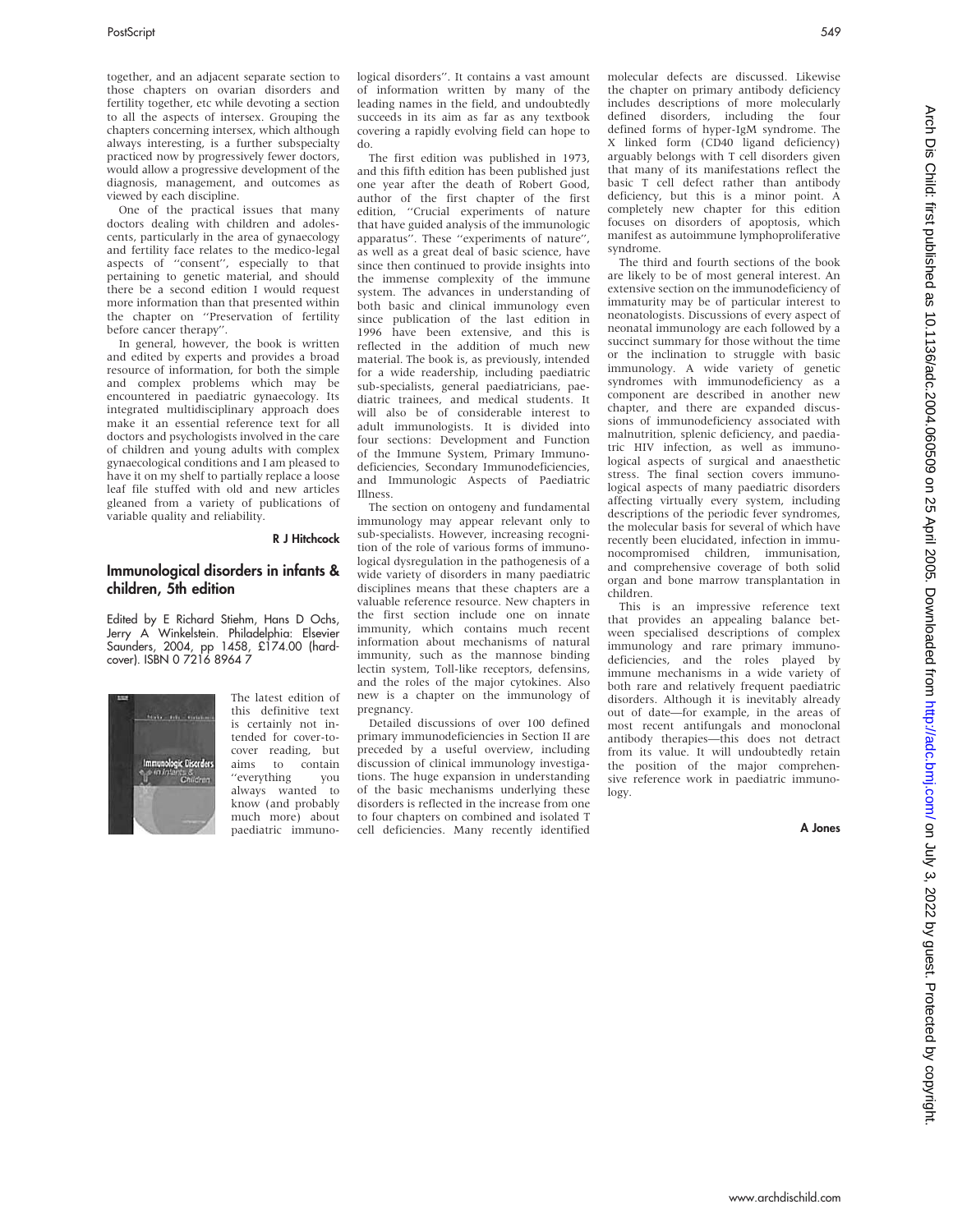together, and an adjacent separate section to those chapters on ovarian disorders and fertility together, etc while devoting a section to all the aspects of intersex. Grouping the chapters concerning intersex, which although always interesting, is a further subspecialty practiced now by progressively fewer doctors, would allow a progressive development of the diagnosis, management, and outcomes as viewed by each discipline.

One of the practical issues that many doctors dealing with children and adolescents, particularly in the area of gynaecology and fertility face relates to the medico-legal aspects of "consent", especially to that pertaining to genetic material, and should there be a second edition I would request more information than that presented within the chapter on "Preservation of fertility before cancer therapy".

In general, however, the book is written and edited by experts and provides a broad resource of information, for both the simple and complex problems which may be encountered in paediatric gynaecology. Its integrated multidisciplinary approach does make it an essential reference text for all doctors and psychologists involved in the care of children and young adults with complex gynaecological conditions and I am pleased to have it on my shelf to partially replace a loose leaf file stuffed with old and new articles gleaned from a variety of publications of variable quality and reliability.

**R J Hitchcock**

## Immunological disorders in infants & children, 5th edition

Edited by E Richard Stiehm, Hans D Ochs, Jerry A Winkelstein. Philadelphia: Elsevier Saunders, 2004, pp 1458, £174.00 (hardcover). ISBN 0 7216 8964 7

The latest edition of this definitive text is certainly not intended for cover-to-cover reading, but aims to contain "everything you always wanted to know (and probably much more) about paediatric immunological disorders". It contains a vast amount of information written by many of the leading names in the field, and undoubtedly succeeds in its aim as far as any textbook covering a rapidly evolving field can hope to do.

The first edition was published in 1973, and this fifth edition has been published just one year after the death of Robert Good, author of the first chapter of the first edition, "Crucial experiments of nature that have guided analysis of the immunologic apparatus". These "experiments of nature", as well as a great deal of basic science, have since then continued to provide insights into the immense complexity of the immune system. The advances in understanding of both basic and clinical immunology even since publication of the last edition in 1996 have been extensive, and this is reflected in the addition of much new material. The book is, as previously, intended for a wide readership, including paediatric sub-specialists, general paediatricians, paediatric trainees, and medical students. It will also be of considerable interest to adult immunologists. It is divided into four sections: Development and Function of the Immune System, Primary Immunodeficiencies, Secondary Immunodeficiencies, and Immunologic Aspects of Paediatric Illness.

The section on ontogeny and fundamental immunology may appear relevant only to sub-specialists. However, increasing recognition of the role of various forms of immunological dysregulation in the pathogenesis of a wide variety of disorders in many paediatric disciplines means that these chapters are a valuable reference resource. New chapters in the first section include one on innate immunity, which contains much recent information about mechanisms of natural immunity, such as the mannose binding lectin system, Toll-like receptors, defensins, and the roles of the major cytokines. Also new is a chapter on the immunology of pregnancy.

Detailed discussions of over 100 defined primary immunodeficiencies in Section II are preceded by a useful overview, including discussion of clinical immunology investigations. The huge expansion in understanding of the basic mechanisms underlying these disorders is reflected in the increase from one to four chapters on combined and isolated T cell deficiencies. Many recently identified molecular defects are discussed. Likewise the chapter on primary antibody deficiency includes descriptions of more molecularly defined disorders, including the four defined forms of hyper-IgM syndrome. The X linked form (CD40 ligand deficiency) arguably belongs with T cell disorders given that many of its manifestations reflect the basic T cell defect rather than antibody deficiency, but this is a minor point. A completely new chapter for this edition focuses on disorders of apoptosis, which manifest as autoimmune lymphoproliferative syndrome.

The third and fourth sections of the book are likely to be of most general interest. An extensive section on the immunodeficiency of immaturity may be of particular interest to neonatologists. Discussions of every aspect of neonatal immunology are each followed by a succinct summary for those without the time or the inclination to struggle with basic immunology. A wide variety of genetic syndromes with immunodeficiency as a component are described in another new chapter, and there are expanded discussions of immunodeficiency associated with malnutrition, splenic deficiency, and paediatric HIV infection, as well as immunological aspects of surgical and anaesthetic stress. The final section covers immunological aspects of many paediatric disorders affecting virtually every system, including descriptions of the periodic fever syndromes, the molecular basis for several of which have recently been elucidated, infection in immunocompromised children, immunisation, and comprehensive coverage of both solid organ and bone marrow transplantation in children.

This is an impressive reference text that provides an appealing balance between specialised descriptions of complex immunology and rare primary immunodeficiencies, and the roles played by immune mechanisms in a wide variety of both rare and relatively frequent paediatric disorders. Although it is inevitably already out of date—for example, in the areas of most recent antifungals and monoclonal antibody therapies—this does not detract from its value. It will undoubtedly retain the position of the major comprehensive reference work in paediatric immunology.

**A Jones**